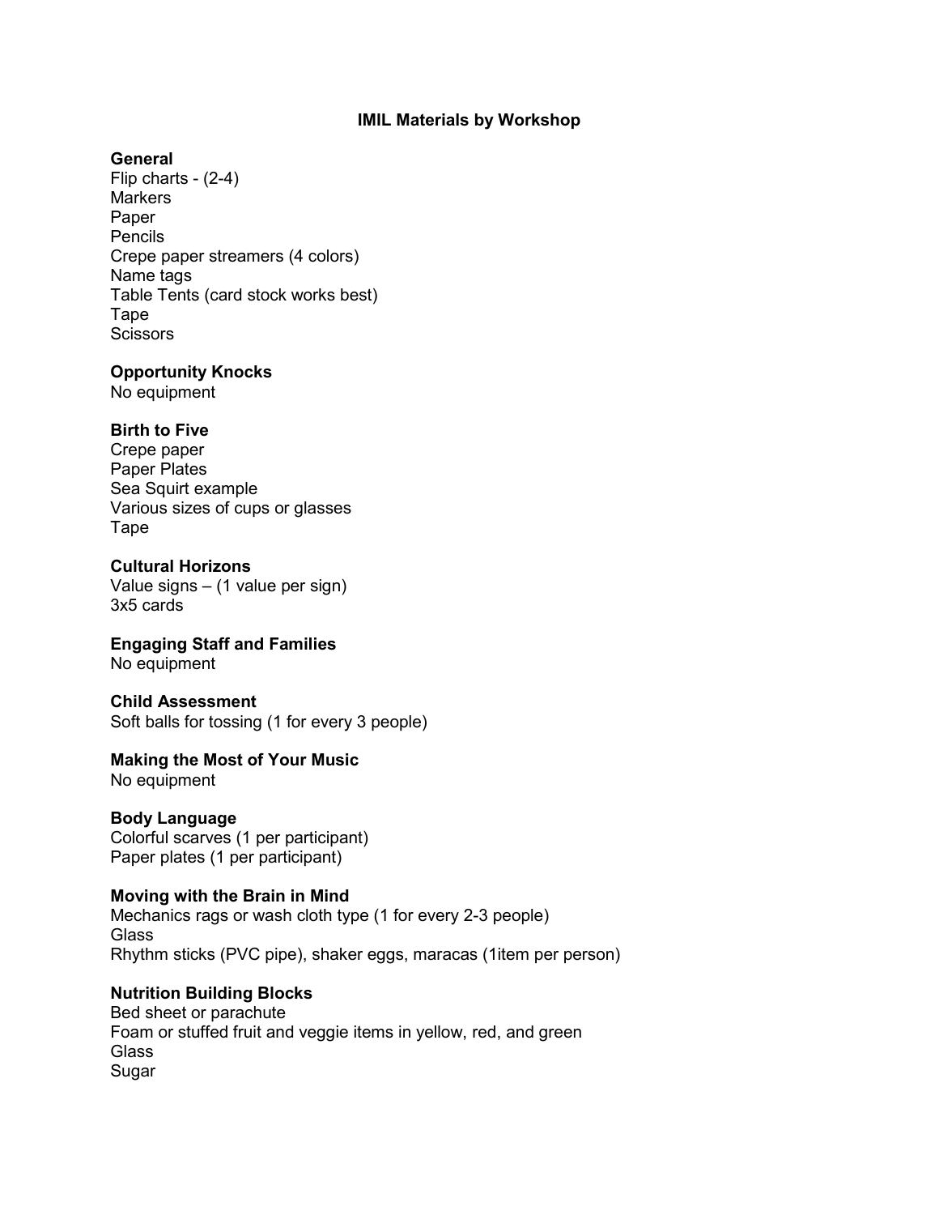# IMIL Materials by Workshop

**General**
Flip charts - (2-4)
Markers
Paper
Pencils
Crepe paper streamers (4 colors)
Name tags
Table Tents (card stock works best)
Tape
Scissors

**Opportunity Knocks**
No equipment

**Birth to Five**
Crepe paper
Paper Plates
Sea Squirt example
Various sizes of cups or glasses
Tape

**Cultural Horizons**
Value signs – (1 value per sign)
3x5 cards

**Engaging Staff and Families**
No equipment

**Child Assessment**
Soft balls for tossing (1 for every 3 people)

**Making the Most of Your Music**
No equipment

**Body Language**
Colorful scarves (1 per participant)
Paper plates (1 per participant)

**Moving with the Brain in Mind**
Mechanics rags or wash cloth type (1 for every 2-3 people)
Glass
Rhythm sticks (PVC pipe), shaker eggs, maracas (1item per person)

**Nutrition Building Blocks**
Bed sheet or parachute
Foam or stuffed fruit and veggie items in yellow, red, and green
Glass
Sugar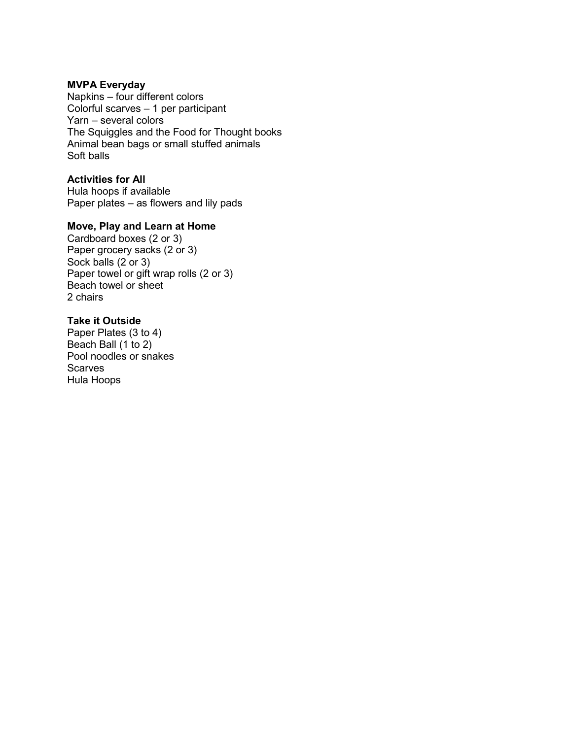**MVPA Everyday**
Napkins – four different colors
Colorful scarves – 1 per participant
Yarn – several colors
The Squiggles and the Food for Thought books
Animal bean bags or small stuffed animals
Soft balls

**Activities for All**
Hula hoops if available
Paper plates – as flowers and lily pads

**Move, Play and Learn at Home**
Cardboard boxes (2 or 3)
Paper grocery sacks (2 or 3)
Sock balls (2 or 3)
Paper towel or gift wrap rolls (2 or 3)
Beach towel or sheet
2 chairs

**Take it Outside**
Paper Plates (3 to 4)
Beach Ball (1 to 2)
Pool noodles or snakes
Scarves
Hula Hoops